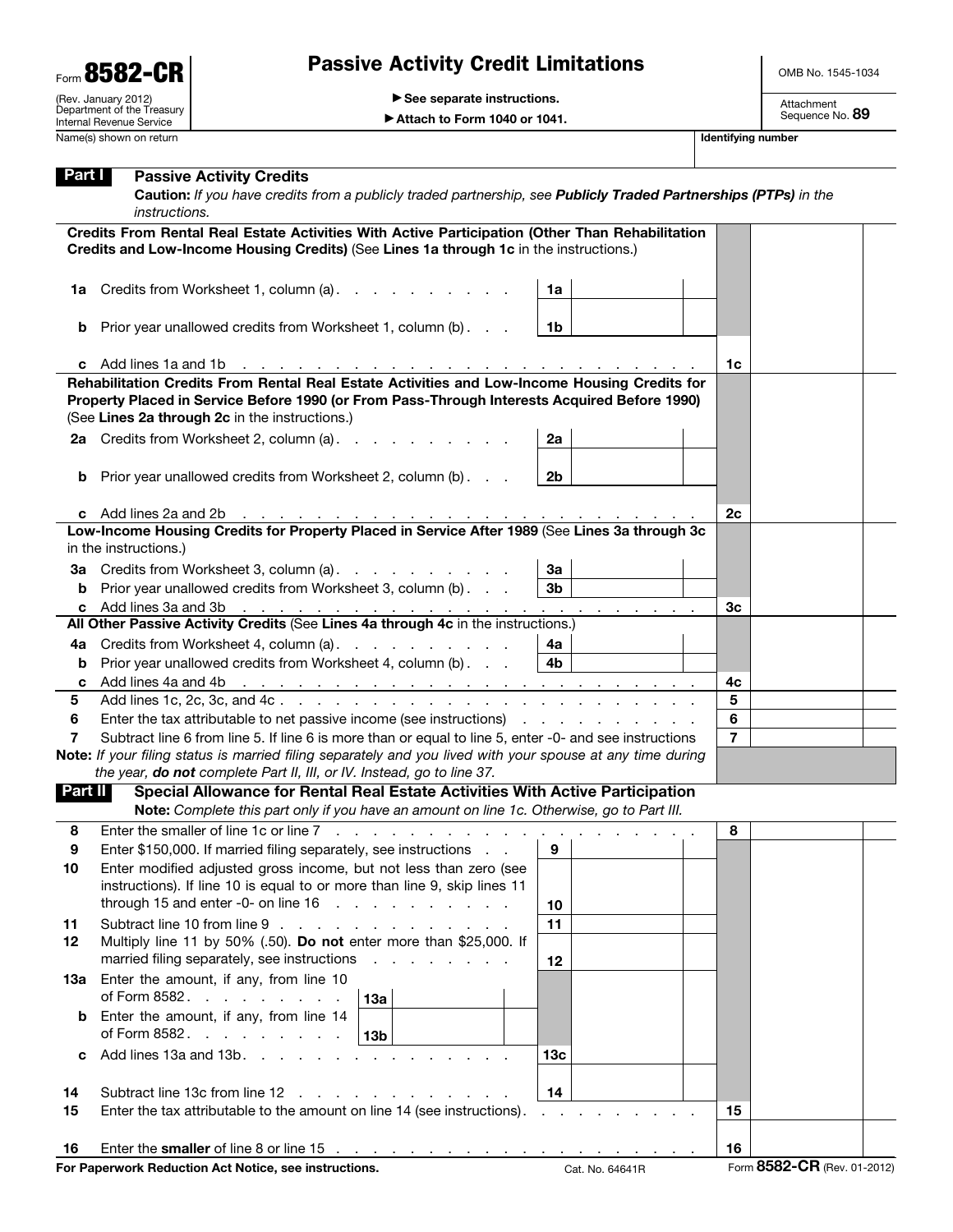Form **8582-CR**

(Rev. January 2012)
Department of the Treasury
Internal Revenue Service

# Passive Activity Credit Limitations

▶ See separate instructions.

▶ Attach to Form 1040 or 1041.

OMB No. 1545-1034

Attachment Sequence No. **89**

Name(s) shown on return | Identifying number

## Part I Passive Activity Credits

**Caution:** *If you have credits from a publicly traded partnership, see **Publicly Traded Partnerships (PTPs)** in the instructions.*

**Credits From Rental Real Estate Activities With Active Participation (Other Than Rehabilitation Credits and Low-Income Housing Credits)** (See **Lines 1a through 1c** in the instructions.)

| | | | | | |
|---|---|---|---|---|---|
| **1a** | Credits from Worksheet 1, column (a) | 1a | | | |
| **b** | Prior year unallowed credits from Worksheet 1, column (b) | 1b | | | |
| **c** | Add lines 1a and 1b | | | 1c | |

**Rehabilitation Credits From Rental Real Estate Activities and Low-Income Housing Credits for Property Placed in Service Before 1990 (or From Pass-Through Interests Acquired Before 1990)** (See **Lines 2a through 2c** in the instructions.)

| | | | | | |
|---|---|---|---|---|---|
| **2a** | Credits from Worksheet 2, column (a) | 2a | | | |
| **b** | Prior year unallowed credits from Worksheet 2, column (b) | 2b | | | |
| **c** | Add lines 2a and 2b | | | 2c | |

**Low-Income Housing Credits for Property Placed in Service After 1989** (See **Lines 3a through 3c** in the instructions.)

| | | | | | |
|---|---|---|---|---|---|
| **3a** | Credits from Worksheet 3, column (a) | 3a | | | |
| **b** | Prior year unallowed credits from Worksheet 3, column (b) | 3b | | | |
| **c** | Add lines 3a and 3b | | | 3c | |

**All Other Passive Activity Credits** (See **Lines 4a through 4c** in the instructions.)

| | | | | | |
|---|---|---|---|---|---|
| **4a** | Credits from Worksheet 4, column (a) | 4a | | | |
| **b** | Prior year unallowed credits from Worksheet 4, column (b) | 4b | | | |
| **c** | Add lines 4a and 4b | | | 4c | |
| **5** | Add lines 1c, 2c, 3c, and 4c | | | 5 | |
| **6** | Enter the tax attributable to net passive income (see instructions) | | | 6 | |
| **7** | Subtract line 6 from line 5. If line 6 is more than or equal to line 5, enter -0- and see instructions | | | 7 | |

**Note:** *If your filing status is married filing separately and you lived with your spouse at any time during the year, **do not** complete Part II, III, or IV. Instead, go to line 37.*

## Part II Special Allowance for Rental Real Estate Activities With Active Participation

**Note:** *Complete this part only if you have an amount on line 1c. Otherwise, go to Part III.*

| | | | | | | | |
|---|---|---|---|---|---|---|---|
| **8** | Enter the smaller of line 1c or line 7 | | | | | 8 | |
| **9** | Enter $150,000. If married filing separately, see instructions | | | 9 | | | |
| **10** | Enter modified adjusted gross income, but not less than zero (see instructions). If line 10 is equal to or more than line 9, skip lines 11 through 15 and enter -0- on line 16 | | | 10 | | | |
| **11** | Subtract line 10 from line 9 | | | 11 | | | |
| **12** | Multiply line 11 by 50% (.50). **Do not** enter more than $25,000. If married filing separately, see instructions | | | 12 | | | |
| **13a** | Enter the amount, if any, from line 10 of Form 8582 | 13a | | | | | |
| **b** | Enter the amount, if any, from line 14 of Form 8582 | 13b | | | | | |
| **c** | Add lines 13a and 13b | | | 13c | | | |
| **14** | Subtract line 13c from line 12 | | | 14 | | | |
| **15** | Enter the tax attributable to the amount on line 14 (see instructions) | | | | | 15 | |
| **16** | Enter the **smaller** of line 8 or line 15 | | | | | 16 | |

**For Paperwork Reduction Act Notice, see instructions.** Cat. No. 64641R Form **8582-CR** (Rev. 01-2012)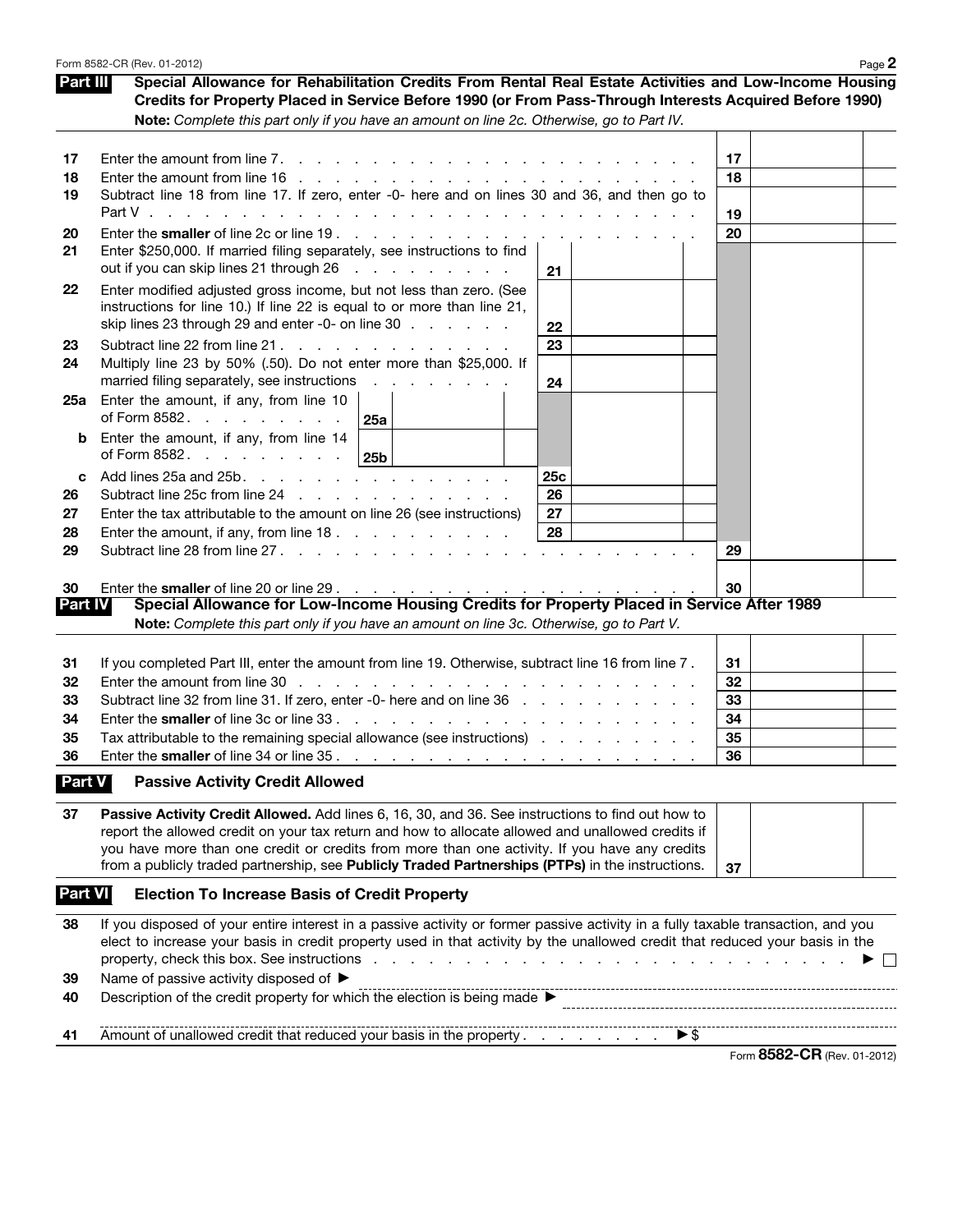## Part III Special Allowance for Rehabilitation Credits From Rental Real Estate Activities and Low-Income Housing Credits for Property Placed in Service Before 1990 (or From Pass-Through Interests Acquired Before 1990)

**Note:** *Complete this part only if you have an amount on line 2c. Otherwise, go to Part IV.*

| | | | | | |
|---|---|---|---|---|---|
| 17 | Enter the amount from line 7 | | | 17 | |
| 18 | Enter the amount from line 16 | | | 18 | |
| 19 | Subtract line 18 from line 17. If zero, enter -0- here and on lines 30 and 36, and then go to Part V | | | 19 | |
| 20 | Enter the **smaller** of line 2c or line 19 | | | 20 | |
| 21 | Enter $250,000. If married filing separately, see instructions to find out if you can skip lines 21 through 26 | 21 | | | |
| 22 | Enter modified adjusted gross income, but not less than zero. (See instructions for line 10.) If line 22 is equal to or more than line 21, skip lines 23 through 29 and enter -0- on line 30 | 22 | | | |
| 23 | Subtract line 22 from line 21 | 23 | | | |
| 24 | Multiply line 23 by 50% (.50). Do not enter more than $25,000. If married filing separately, see instructions | 24 | | | |
| 25a | Enter the amount, if any, from line 10 of Form 8582 — 25a | | | | |
| b | Enter the amount, if any, from line 14 of Form 8582 — 25b | | | | |
| c | Add lines 25a and 25b | 25c | | | |
| 26 | Subtract line 25c from line 24 | 26 | | | |
| 27 | Enter the tax attributable to the amount on line 26 (see instructions) | 27 | | | |
| 28 | Enter the amount, if any, from line 18 | 28 | | | |
| 29 | Subtract line 28 from line 27 | | | 29 | |
| 30 | Enter the **smaller** of line 20 or line 29 | | | 30 | |

## Part IV Special Allowance for Low-Income Housing Credits for Property Placed in Service After 1989

**Note:** *Complete this part only if you have an amount on line 3c. Otherwise, go to Part V.*

| | | | |
|---|---|---|---|
| 31 | If you completed Part III, enter the amount from line 19. Otherwise, subtract line 16 from line 7 | 31 | |
| 32 | Enter the amount from line 30 | 32 | |
| 33 | Subtract line 32 from line 31. If zero, enter -0- here and on line 36 | 33 | |
| 34 | Enter the **smaller** of line 3c or line 33 | 34 | |
| 35 | Tax attributable to the remaining special allowance (see instructions) | 35 | |
| 36 | Enter the **smaller** of line 34 or line 35 | 36 | |

## Part V Passive Activity Credit Allowed

| | | | |
|---|---|---|---|
| 37 | **Passive Activity Credit Allowed.** Add lines 6, 16, 30, and 36. See instructions to find out how to report the allowed credit on your tax return and how to allocate allowed and unallowed credits if you have more than one credit or credits from more than one activity. If you have any credits from a publicly traded partnership, see **Publicly Traded Partnerships (PTPs)** in the instructions. | 37 | |

## Part VI Election To Increase Basis of Credit Property

38 If you disposed of your entire interest in a passive activity or former passive activity in a fully taxable transaction, and you elect to increase your basis in credit property used in that activity by the unallowed credit that reduced your basis in the property, check this box. See instructions ▶ ☐

39 Name of passive activity disposed of ▶ ____________________

40 Description of the credit property for which the election is being made ▶ ____________________

41 Amount of unallowed credit that reduced your basis in the property ▶ $ ____________